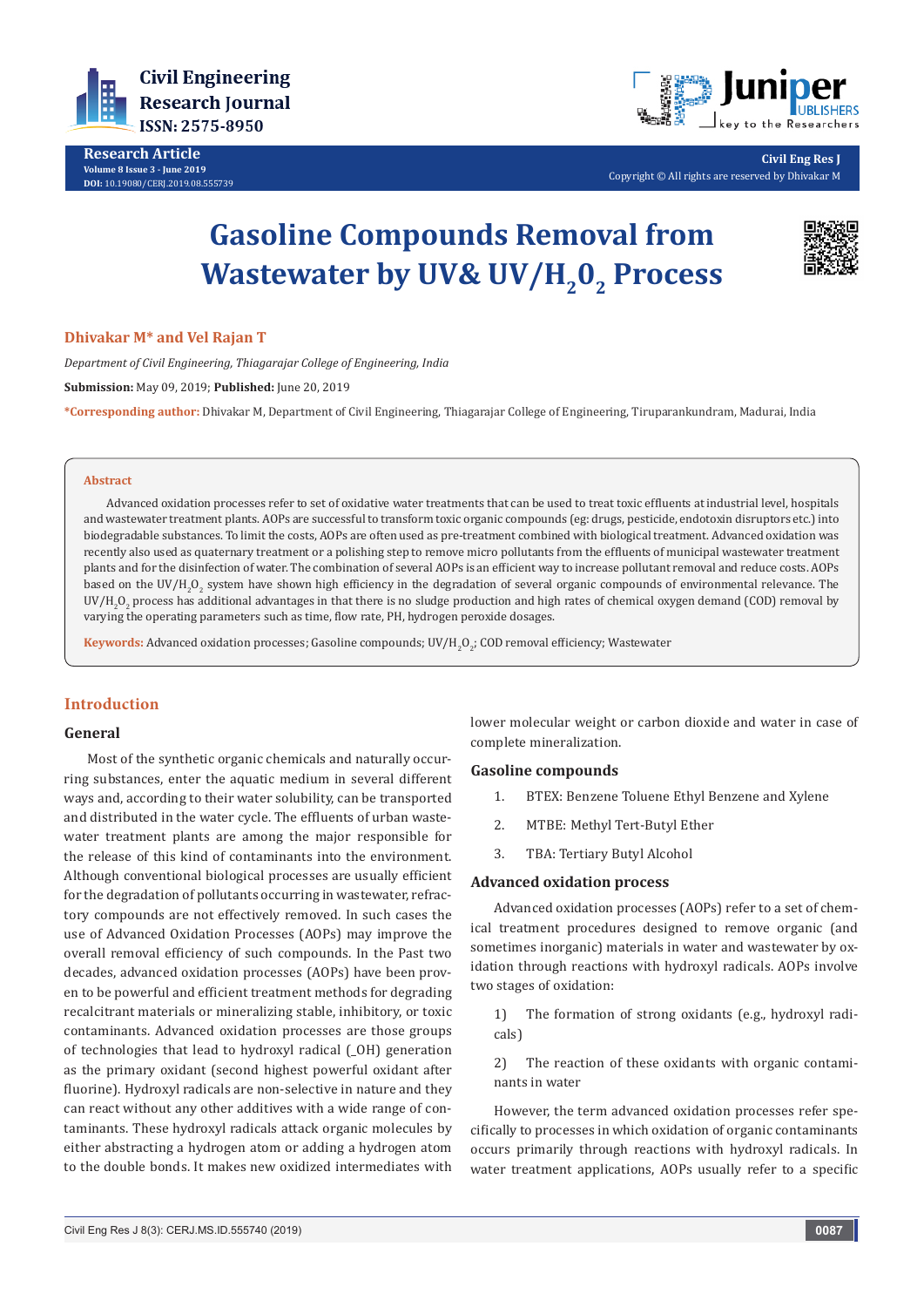Research Article
Volume 8 Issue 3 - June 2019
DOI: 10.19080/CERJ.2019.08.555739

Civil Eng Res J
Copyright © All rights are reserved by Dhivakar M

# Gasoline Compounds Removal from Wastewater by UV& UV/$H_20_2$ Process

**Dhivakar M\* and Vel Rajan T**

*Department of Civil Engineering, Thiagarajar College of Engineering, India*

**Submission:** May 09, 2019; **Published:** June 20, 2019

**\*Corresponding author:** Dhivakar M, Department of Civil Engineering, Thiagarajar College of Engineering, Tiruparankundram, Madurai, India

**Abstract**

Advanced oxidation processes refer to set of oxidative water treatments that can be used to treat toxic effluents at industrial level, hospitals and wastewater treatment plants. AOPs are successful to transform toxic organic compounds (eg: drugs, pesticide, endotoxin disruptors etc.) into biodegradable substances. To limit the costs, AOPs are often used as pre-treatment combined with biological treatment. Advanced oxidation was recently also used as quaternary treatment or a polishing step to remove micro pollutants from the effluents of municipal wastewater treatment plants and for the disinfection of water. The combination of several AOPs is an efficient way to increase pollutant removal and reduce costs. AOPs based on the UV/$H_2O_2$ system have shown high efficiency in the degradation of several organic compounds of environmental relevance. The UV/$H_2O_2$ process has additional advantages in that there is no sludge production and high rates of chemical oxygen demand (COD) removal by varying the operating parameters such as time, flow rate, PH, hydrogen peroxide dosages.

**Keywords:** Advanced oxidation processes; Gasoline compounds; UV/$H_2O_2$; COD removal efficiency; Wastewater

## Introduction

### General

Most of the synthetic organic chemicals and naturally occurring substances, enter the aquatic medium in several different ways and, according to their water solubility, can be transported and distributed in the water cycle. The effluents of urban wastewater treatment plants are among the major responsible for the release of this kind of contaminants into the environment. Although conventional biological processes are usually efficient for the degradation of pollutants occurring in wastewater, refractory compounds are not effectively removed. In such cases the use of Advanced Oxidation Processes (AOPs) may improve the overall removal efficiency of such compounds. In the Past two decades, advanced oxidation processes (AOPs) have been proven to be powerful and efficient treatment methods for degrading recalcitrant materials or mineralizing stable, inhibitory, or toxic contaminants. Advanced oxidation processes are those groups of technologies that lead to hydroxyl radical (_OH) generation as the primary oxidant (second highest powerful oxidant after fluorine). Hydroxyl radicals are non-selective in nature and they can react without any other additives with a wide range of contaminants. These hydroxyl radicals attack organic molecules by either abstracting a hydrogen atom or adding a hydrogen atom to the double bonds. It makes new oxidized intermediates with lower molecular weight or carbon dioxide and water in case of complete mineralization.

### Gasoline compounds

1. BTEX: Benzene Toluene Ethyl Benzene and Xylene
2. MTBE: Methyl Tert-Butyl Ether
3. TBA: Tertiary Butyl Alcohol

### Advanced oxidation process

Advanced oxidation processes (AOPs) refer to a set of chemical treatment procedures designed to remove organic (and sometimes inorganic) materials in water and wastewater by oxidation through reactions with hydroxyl radicals. AOPs involve two stages of oxidation:

1) The formation of strong oxidants (e.g., hydroxyl radicals)

2) The reaction of these oxidants with organic contaminants in water

However, the term advanced oxidation processes refer specifically to processes in which oxidation of organic contaminants occurs primarily through reactions with hydroxyl radicals. In water treatment applications, AOPs usually refer to a specific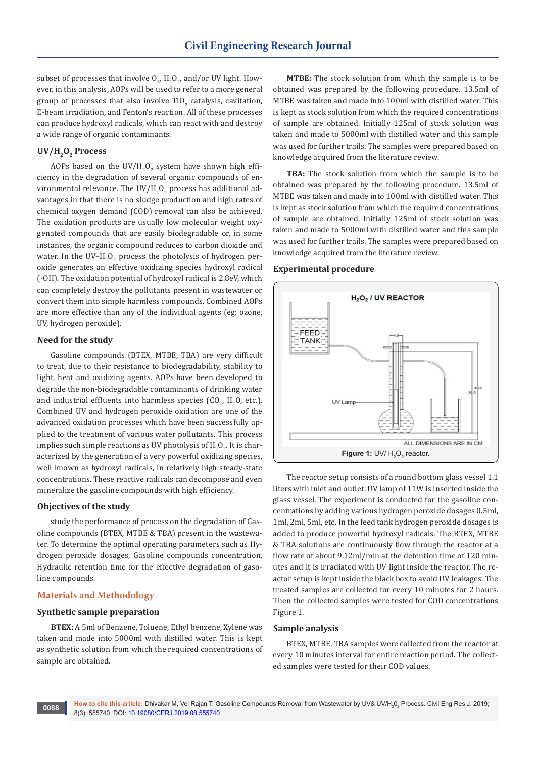subset of processes that involve $O_3$, $H_2O_2$, and/or UV light. However, in this analysis, AOPs will be used to refer to a more general group of processes that also involve $TiO_2$ catalysis, cavitation, E-beam irradiation, and Fenton's reaction. All of these processes can produce hydroxyl radicals, which can react with and destroy a wide range of organic contaminants.

### UV/$H_2O_2$ Process

AOPs based on the UV/$H_2O_2$ system have shown high efficiency in the degradation of several organic compounds of environmental relevance. The UV/$H_2O_2$ process has additional advantages in that there is no sludge production and high rates of chemical oxygen demand (COD) removal can also be achieved. The oxidation products are usually low molecular weight oxygenated compounds that are easily biodegradable or, in some instances, the organic compound reduces to carbon dioxide and water. In the UV–$H_2O_2$ process the photolysis of hydrogen peroxide generates an effective oxidizing species hydroxyl radical (-OH). The oxidation potential of hydroxyl radical is 2.8eV, which can completely destroy the pollutants present in wastewater or convert them into simple harmless compounds. Combined AOPs are more effective than any of the individual agents (eg: ozone, UV, hydrogen peroxide).

### Need for the study

Gasoline compounds (BTEX, MTBE, TBA) are very difficult to treat, due to their resistance to biodegradability, stability to light, heat and oxidizing agents. AOPs have been developed to degrade the non-biodegradable contaminants of drinking water and industrial effluents into harmless species ($CO_2$, $H_2O$, etc.). Combined UV and hydrogen peroxide oxidation are one of the advanced oxidation processes which have been successfully applied to the treatment of various water pollutants. This process implies such simple reactions as UV photolysis of $H_2O_2$. It is characterized by the generation of a very powerful oxidizing species, well known as hydroxyl radicals, in relatively high steady-state concentrations. These reactive radicals can decompose and even mineralize the gasoline compounds with high efficiency.

### Objectives of the study

study the performance of process on the degradation of Gasoline compounds (BTEX, MTBE & TBA) present in the wastewater. To determine the optimal operating parameters such as Hydrogen peroxide dosages, Gasoline compounds concentration, Hydraulic retention time for the effective degradation of gasoline compounds.

## Materials and Methodology

### Synthetic sample preparation

**BTEX:** A 5ml of Benzene, Toluene, Ethyl benzene, Xylene was taken and made into 5000ml with distilled water. This is kept as synthetic solution from which the required concentrations of sample are obtained.

**MTBE:** The stock solution from which the sample is to be obtained was prepared by the following procedure. 13.5ml of MTBE was taken and made into 100ml with distilled water. This is kept as stock solution from which the required concentrations of sample are obtained. Initially 125ml of stock solution was taken and made to 5000ml with distilled water and this sample was used for further trails. The samples were prepared based on knowledge acquired from the literature review.

**TBA:** The stock solution from which the sample is to be obtained was prepared by the following procedure. 13.5ml of MTBE was taken and made into 100ml with distilled water. This is kept as stock solution from which the required concentrations of sample are obtained. Initially 125ml of stock solution was taken and made to 5000ml with distilled water and this sample was used for further trails. The samples were prepared based on knowledge acquired from the literature review.

### Experimental procedure

**Figure 1:** UV/ $H_2O_2$ reactor.

The reactor setup consists of a round bottom glass vessel 1.1 liters with inlet and outlet. UV lamp of 11W is inserted inside the glass vessel. The experiment is conducted for the gasoline concentrations by adding various hydrogen peroxide dosages 0.5ml, 1ml, 2ml, 5ml, etc. In the feed tank hydrogen peroxide dosages is added to produce powerful hydroxyl radicals. The BTEX, MTBE & TBA solutions are continuously flow through the reactor at a flow rate of about 9.12ml/min at the detention time of 120 minutes and it is irradiated with UV light inside the reactor. The reactor setup is kept inside the black box to avoid UV leakages. The treated samples are collected for every 10 minutes for 2 hours. Then the collected samples were tested for COD concentrations Figure 1.

### Sample analysis

BTEX, MTBE, TBA samples were collected from the reactor at every 10 minutes interval for entire reaction period. The collected samples were tested for their COD values.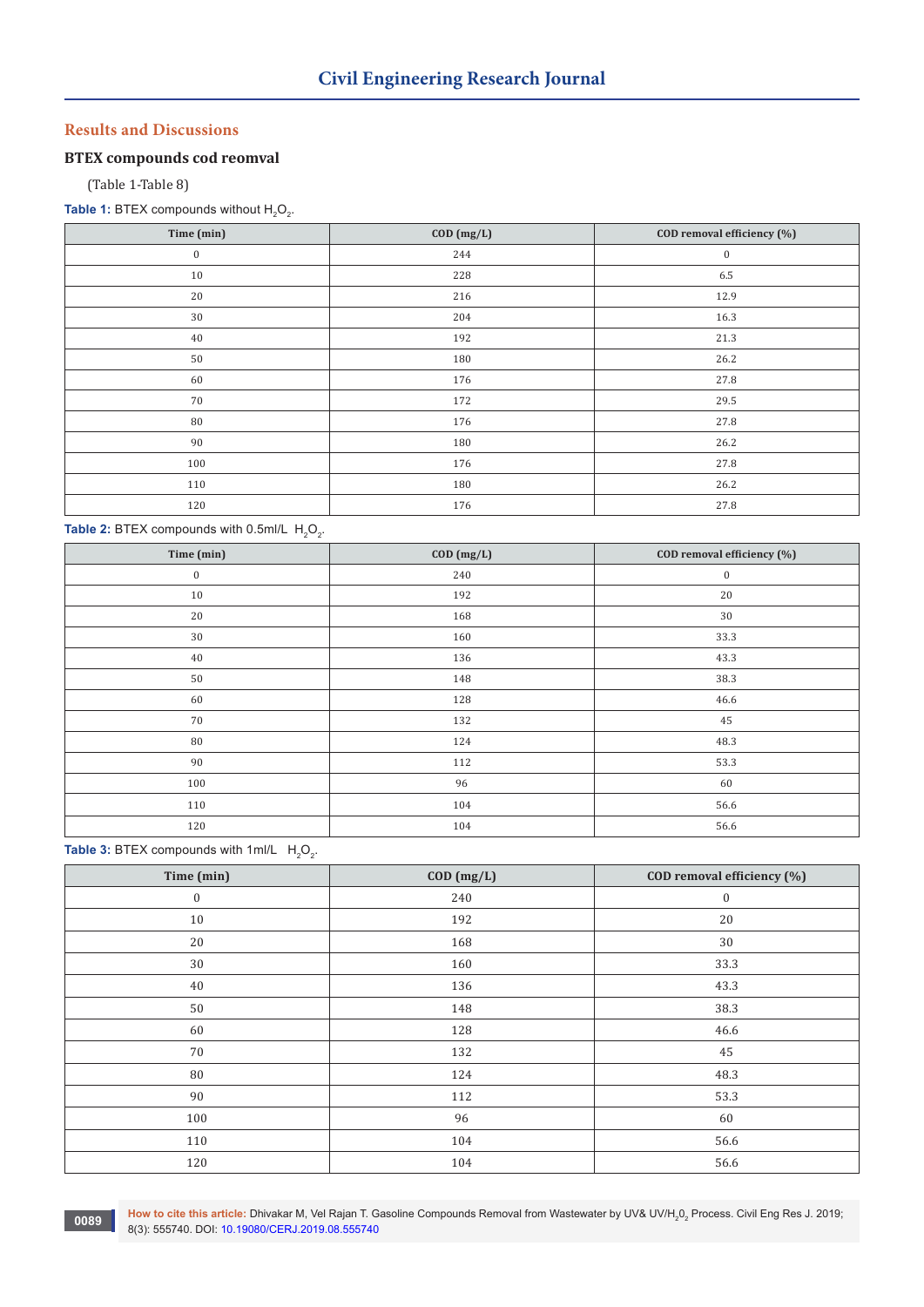## Results and Discussions

### BTEX compounds cod reomval

(Table 1-Table 8)

**Table 1:** BTEX compounds without $H_2O_2$.

| Time (min) | COD (mg/L) | COD removal efficiency (%) |
|---|---|---|
| 0 | 244 | 0 |
| 10 | 228 | 6.5 |
| 20 | 216 | 12.9 |
| 30 | 204 | 16.3 |
| 40 | 192 | 21.3 |
| 50 | 180 | 26.2 |
| 60 | 176 | 27.8 |
| 70 | 172 | 29.5 |
| 80 | 176 | 27.8 |
| 90 | 180 | 26.2 |
| 100 | 176 | 27.8 |
| 110 | 180 | 26.2 |
| 120 | 176 | 27.8 |

**Table 2:** BTEX compounds with 0.5ml/L $H_2O_2$.

| Time (min) | COD (mg/L) | COD removal efficiency (%) |
|---|---|---|
| 0 | 240 | 0 |
| 10 | 192 | 20 |
| 20 | 168 | 30 |
| 30 | 160 | 33.3 |
| 40 | 136 | 43.3 |
| 50 | 148 | 38.3 |
| 60 | 128 | 46.6 |
| 70 | 132 | 45 |
| 80 | 124 | 48.3 |
| 90 | 112 | 53.3 |
| 100 | 96 | 60 |
| 110 | 104 | 56.6 |
| 120 | 104 | 56.6 |

**Table 3:** BTEX compounds with 1ml/L $H_2O_2$.

| Time (min) | COD (mg/L) | COD removal efficiency (%) |
|---|---|---|
| 0 | 240 | 0 |
| 10 | 192 | 20 |
| 20 | 168 | 30 |
| 30 | 160 | 33.3 |
| 40 | 136 | 43.3 |
| 50 | 148 | 38.3 |
| 60 | 128 | 46.6 |
| 70 | 132 | 45 |
| 80 | 124 | 48.3 |
| 90 | 112 | 53.3 |
| 100 | 96 | 60 |
| 110 | 104 | 56.6 |
| 120 | 104 | 56.6 |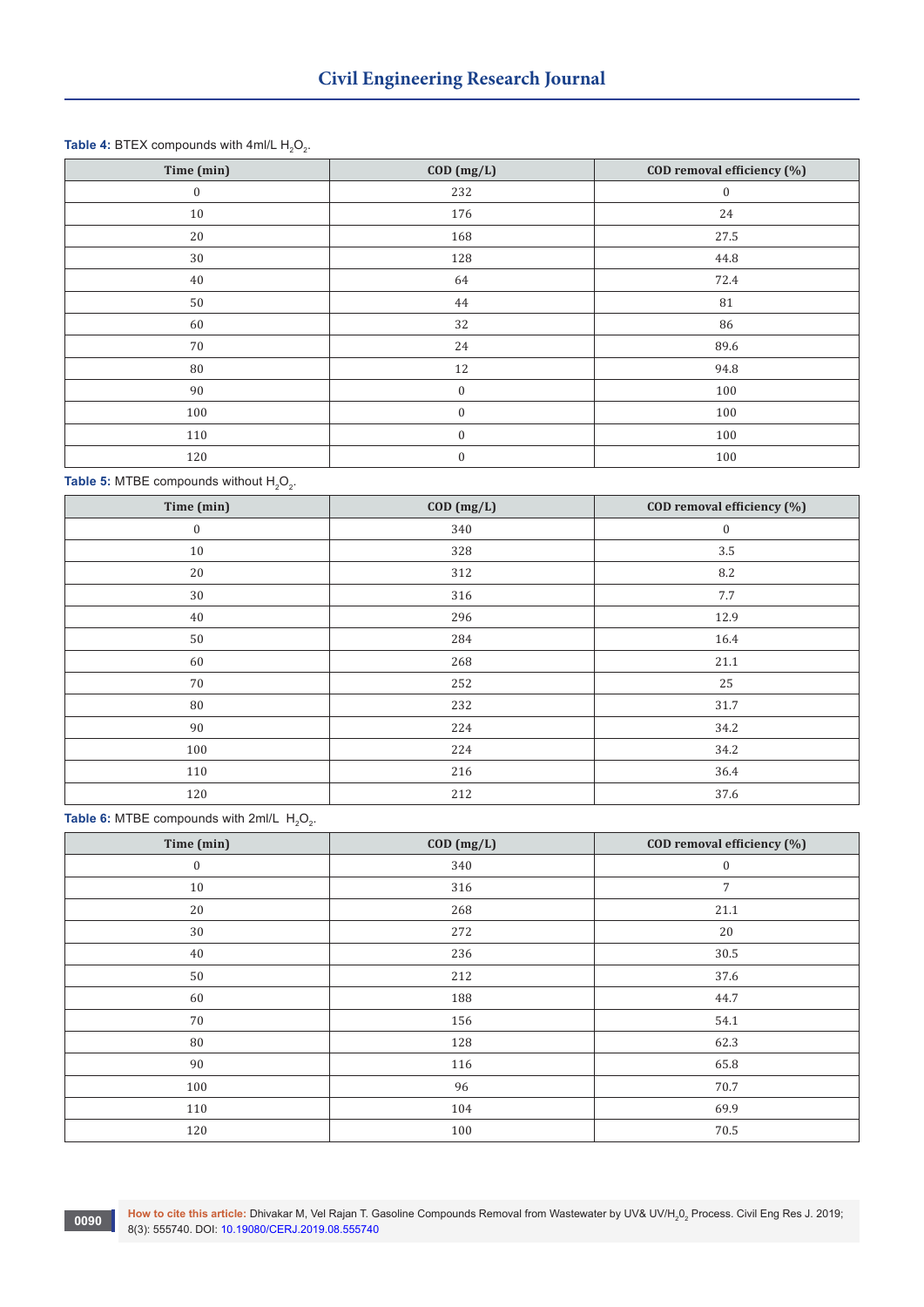**Table 4:** BTEX compounds with 4ml/L $H_2O_2$.

| Time (min) | COD (mg/L) | COD removal efficiency (%) |
|---|---|---|
| 0 | 232 | 0 |
| 10 | 176 | 24 |
| 20 | 168 | 27.5 |
| 30 | 128 | 44.8 |
| 40 | 64 | 72.4 |
| 50 | 44 | 81 |
| 60 | 32 | 86 |
| 70 | 24 | 89.6 |
| 80 | 12 | 94.8 |
| 90 | 0 | 100 |
| 100 | 0 | 100 |
| 110 | 0 | 100 |
| 120 | 0 | 100 |

**Table 5:** MTBE compounds without $H_2O_2$.

| Time (min) | COD (mg/L) | COD removal efficiency (%) |
|---|---|---|
| 0 | 340 | 0 |
| 10 | 328 | 3.5 |
| 20 | 312 | 8.2 |
| 30 | 316 | 7.7 |
| 40 | 296 | 12.9 |
| 50 | 284 | 16.4 |
| 60 | 268 | 21.1 |
| 70 | 252 | 25 |
| 80 | 232 | 31.7 |
| 90 | 224 | 34.2 |
| 100 | 224 | 34.2 |
| 110 | 216 | 36.4 |
| 120 | 212 | 37.6 |

**Table 6:** MTBE compounds with 2ml/L $H_2O_2$.

| Time (min) | COD (mg/L) | COD removal efficiency (%) |
|---|---|---|
| 0 | 340 | 0 |
| 10 | 316 | 7 |
| 20 | 268 | 21.1 |
| 30 | 272 | 20 |
| 40 | 236 | 30.5 |
| 50 | 212 | 37.6 |
| 60 | 188 | 44.7 |
| 70 | 156 | 54.1 |
| 80 | 128 | 62.3 |
| 90 | 116 | 65.8 |
| 100 | 96 | 70.7 |
| 110 | 104 | 69.9 |
| 120 | 100 | 70.5 |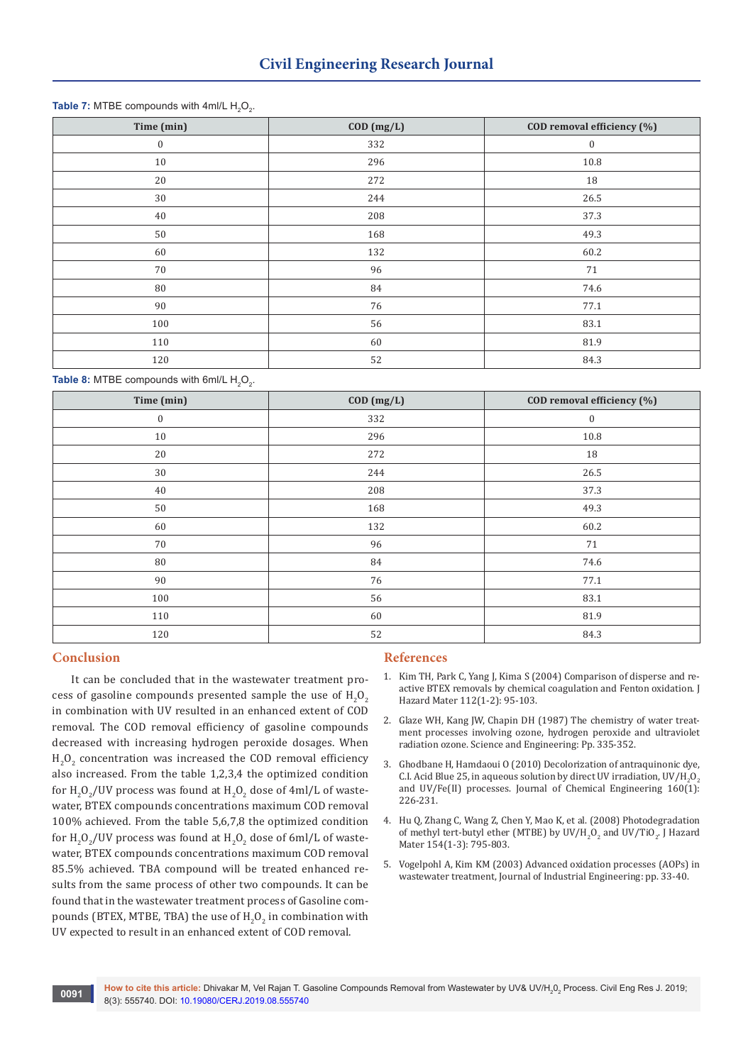**Table 7:** MTBE compounds with 4ml/L $H_2O_2$.

| Time (min) | COD (mg/L) | COD removal efficiency (%) |
|---|---|---|
| 0 | 332 | 0 |
| 10 | 296 | 10.8 |
| 20 | 272 | 18 |
| 30 | 244 | 26.5 |
| 40 | 208 | 37.3 |
| 50 | 168 | 49.3 |
| 60 | 132 | 60.2 |
| 70 | 96 | 71 |
| 80 | 84 | 74.6 |
| 90 | 76 | 77.1 |
| 100 | 56 | 83.1 |
| 110 | 60 | 81.9 |
| 120 | 52 | 84.3 |

**Table 8:** MTBE compounds with 6ml/L $H_2O_2$.

| Time (min) | COD (mg/L) | COD removal efficiency (%) |
|---|---|---|
| 0 | 332 | 0 |
| 10 | 296 | 10.8 |
| 20 | 272 | 18 |
| 30 | 244 | 26.5 |
| 40 | 208 | 37.3 |
| 50 | 168 | 49.3 |
| 60 | 132 | 60.2 |
| 70 | 96 | 71 |
| 80 | 84 | 74.6 |
| 90 | 76 | 77.1 |
| 100 | 56 | 83.1 |
| 110 | 60 | 81.9 |
| 120 | 52 | 84.3 |

## Conclusion

It can be concluded that in the wastewater treatment process of gasoline compounds presented sample the use of $H_2O_2$ in combination with UV resulted in an enhanced extent of COD removal. The COD removal efficiency of gasoline compounds decreased with increasing hydrogen peroxide dosages. When $H_2O_2$ concentration was increased the COD removal efficiency also increased. From the table 1,2,3,4 the optimized condition for $H_2O_2$/UV process was found at $H_2O_2$ dose of 4ml/L of wastewater, BTEX compounds concentrations maximum COD removal 100% achieved. From the table 5,6,7,8 the optimized condition for $H_2O_2$/UV process was found at $H_2O_2$ dose of 6ml/L of wastewater, BTEX compounds concentrations maximum COD removal 85.5% achieved. TBA compound will be treated enhanced results from the same process of other two compounds. It can be found that in the wastewater treatment process of Gasoline compounds (BTEX, MTBE, TBA) the use of $H_2O_2$ in combination with UV expected to result in an enhanced extent of COD removal.

## References

1. Kim TH, Park C, Yang J, Kima S (2004) Comparison of disperse and reactive BTEX removals by chemical coagulation and Fenton oxidation. J Hazard Mater 112(1-2): 95-103.
2. Glaze WH, Kang JW, Chapin DH (1987) The chemistry of water treatment processes involving ozone, hydrogen peroxide and ultraviolet radiation ozone. Science and Engineering: Pp. 335-352.
3. Ghodbane H, Hamdaoui O (2010) Decolorization of antraquinonic dye, C.I. Acid Blue 25, in aqueous solution by direct UV irradiation, UV/$H_2O_2$ and UV/Fe(II) processes. Journal of Chemical Engineering 160(1): 226-231.
4. Hu Q, Zhang C, Wang Z, Chen Y, Mao K, et al. (2008) Photodegradation of methyl tert-butyl ether (MTBE) by UV/$H_2O_2$ and UV/$TiO_2$. J Hazard Mater 154(1-3): 795-803.
5. Vogelpohl A, Kim KM (2003) Advanced oxidation processes (AOPs) in wastewater treatment, Journal of Industrial Engineering: pp. 33-40.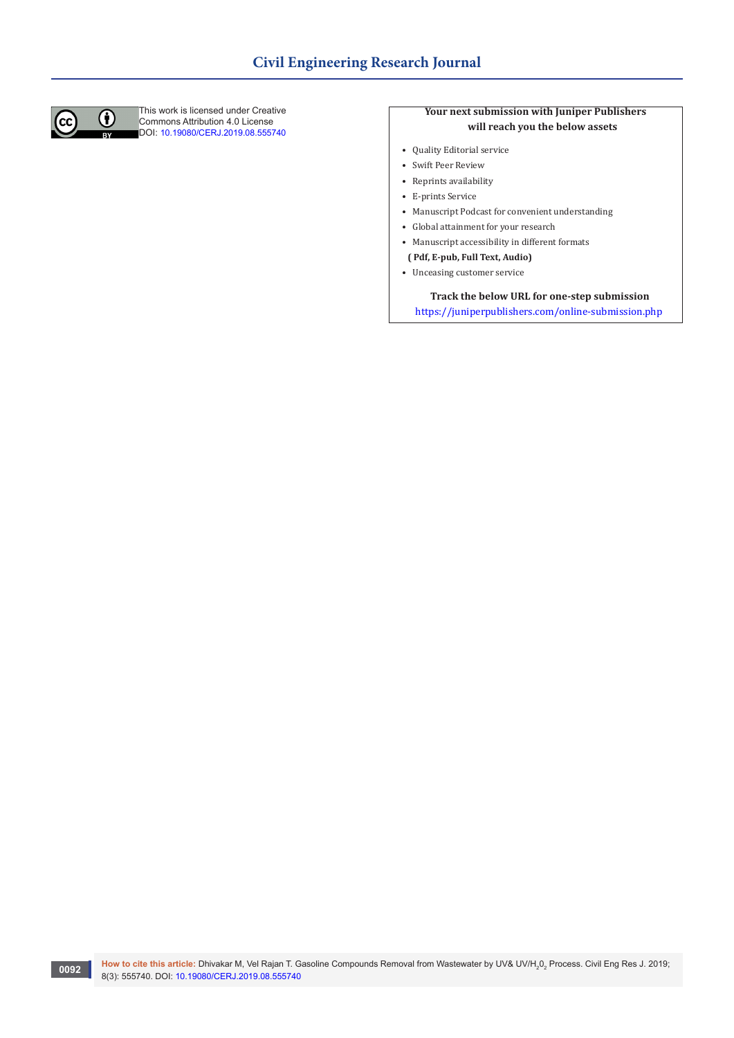This work is licensed under Creative Commons Attribution 4.0 License
DOI: 10.19080/CERJ.2019.08.555740

**Your next submission with Juniper Publishers will reach you the below assets**

- Quality Editorial service
- Swift Peer Review
- Reprints availability
- E-prints Service
- Manuscript Podcast for convenient understanding
- Global attainment for your research
- Manuscript accessibility in different formats

**( Pdf, E-pub, Full Text, Audio)**

- Unceasing customer service

**Track the below URL for one-step submission**

https://juniperpublishers.com/online-submission.php

**How to cite this article:** Dhivakar M, Vel Rajan T. Gasoline Compounds Removal from Wastewater by UV& UV/$H_2O_2$ Process. Civil Eng Res J. 2019; 8(3): 555740. DOI: 10.19080/CERJ.2019.08.555740